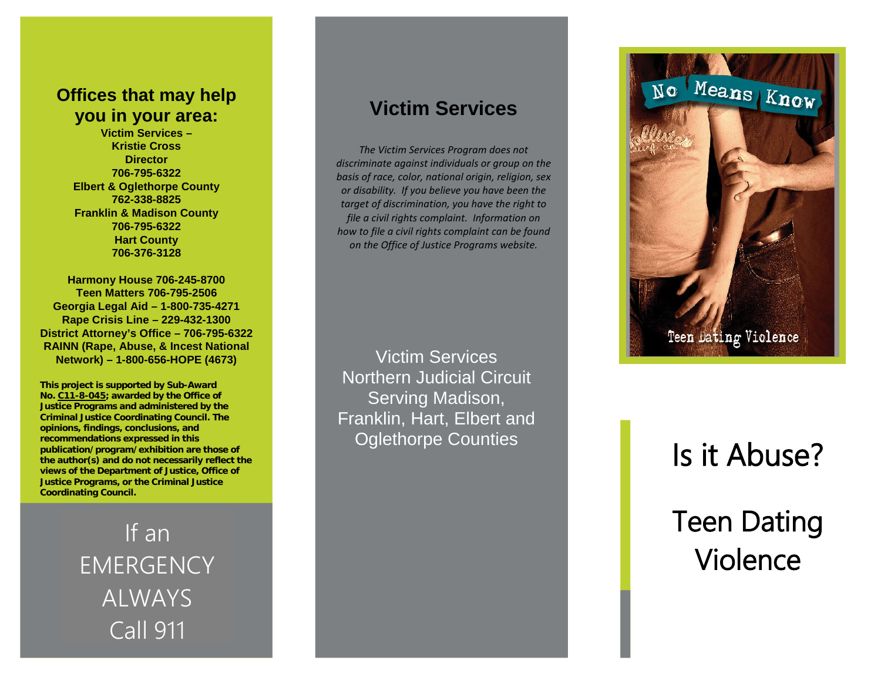## Offices that may help you in your area:

**Victim Services –**
**Kristie Cross**
**Director**
**706-795-6322**
**Elbert & Oglethorpe County**
**762-338-8825**
**Franklin & Madison County**
**706-795-6322**
**Hart County**
**706-376-3128**

**Harmony House 706-245-8700**
**Teen Matters 706-795-2506**
**Georgia Legal Aid – 1-800-735-4271**
**Rape Crisis Line – 229-432-1300**
**District Attorney's Office – 706-795-6322**
**RAINN (Rape, Abuse, & Incest National Network) – 1-800-656-HOPE (4673)**

**This project is supported by Sub-Award No. C11-8-045; awarded by the Office of Justice Programs and administered by the Criminal Justice Coordinating Council. The opinions, findings, conclusions, and recommendations expressed in this publication/program/exhibition are those of the author(s) and do not necessarily reflect the views of the Department of Justice, Office of Justice Programs, or the Criminal Justice Coordinating Council.**

If an
EMERGENCY
ALWAYS
Call 911

## Victim Services

*The Victim Services Program does not discriminate against individuals or group on the basis of race, color, national origin, religion, sex or disability. If you believe you have been the target of discrimination, you have the right to file a civil rights complaint. Information on how to file a civil rights complaint can be found on the Office of Justice Programs website.*

Victim Services
Northern Judicial Circuit
Serving Madison, Franklin, Hart, Elbert and Oglethorpe Counties

No Means Know

Teen Dating Violence

# Is it Abuse?

# Teen Dating Violence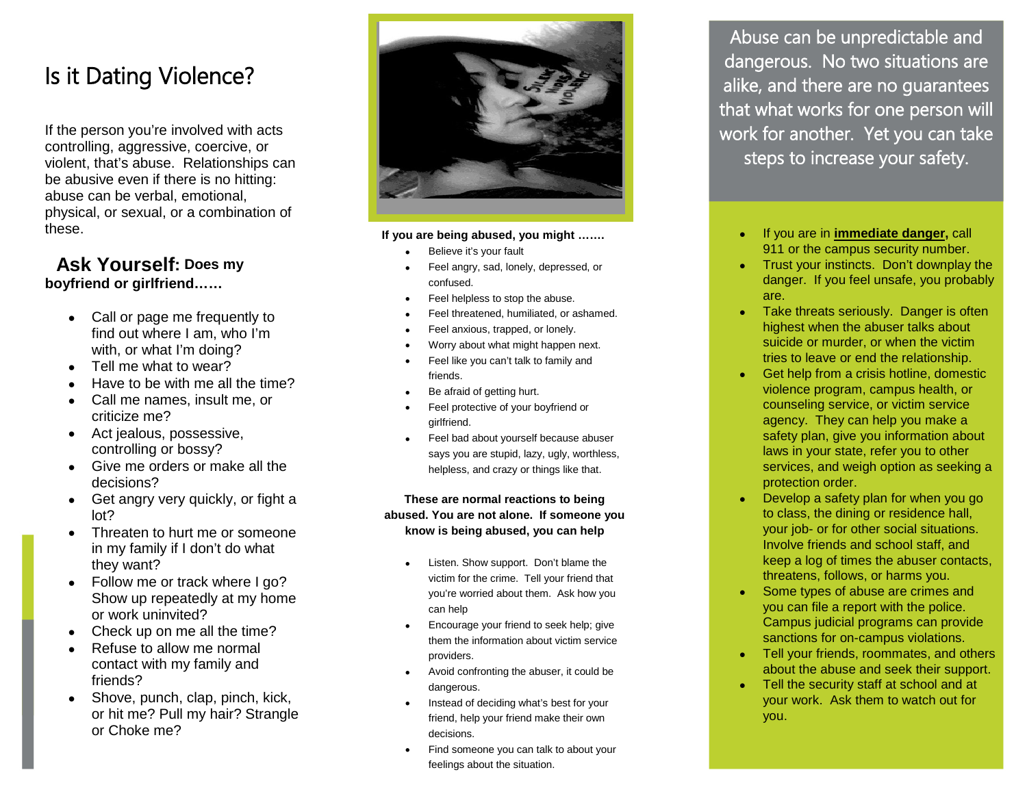# Is it Dating Violence?

If the person you're involved with acts controlling, aggressive, coercive, or violent, that's abuse. Relationships can be abusive even if there is no hitting: abuse can be verbal, emotional, physical, or sexual, or a combination of these.

## Ask Yourself: Does my boyfriend or girlfriend……

- Call or page me frequently to find out where I am, who I'm with, or what I'm doing?
- Tell me what to wear?
- Have to be with me all the time?
- Call me names, insult me, or criticize me?
- Act jealous, possessive, controlling or bossy?
- Give me orders or make all the decisions?
- Get angry very quickly, or fight a lot?
- Threaten to hurt me or someone in my family if I don't do what they want?
- Follow me or track where I go? Show up repeatedly at my home or work uninvited?
- Check up on me all the time?
- Refuse to allow me normal contact with my family and friends?
- Shove, punch, clap, pinch, kick, or hit me? Pull my hair? Strangle or Choke me?

**If you are being abused, you might …….**

- Believe it's your fault
- Feel angry, sad, lonely, depressed, or confused.
- Feel helpless to stop the abuse.
- Feel threatened, humiliated, or ashamed.
- Feel anxious, trapped, or lonely.
- Worry about what might happen next.
- Feel like you can't talk to family and friends.
- Be afraid of getting hurt.
- Feel protective of your boyfriend or girlfriend.
- Feel bad about yourself because abuser says you are stupid, lazy, ugly, worthless, helpless, and crazy or things like that.

**These are normal reactions to being abused. You are not alone. If someone you know is being abused, you can help**

- Listen. Show support. Don't blame the victim for the crime. Tell your friend that you're worried about them. Ask how you can help
- Encourage your friend to seek help; give them the information about victim service providers.
- Avoid confronting the abuser, it could be dangerous.
- Instead of deciding what's best for your friend, help your friend make their own decisions.
- Find someone you can talk to about your feelings about the situation.

Abuse can be unpredictable and dangerous. No two situations are alike, and there are no guarantees that what works for one person will work for another. Yet you can take steps to increase your safety.

- If you are in **immediate danger,** call 911 or the campus security number.
- Trust your instincts. Don't downplay the danger. If you feel unsafe, you probably are.
- Take threats seriously. Danger is often highest when the abuser talks about suicide or murder, or when the victim tries to leave or end the relationship.
- Get help from a crisis hotline, domestic violence program, campus health, or counseling service, or victim service agency. They can help you make a safety plan, give you information about laws in your state, refer you to other services, and weigh option as seeking a protection order.
- Develop a safety plan for when you go to class, the dining or residence hall, your job- or for other social situations. Involve friends and school staff, and keep a log of times the abuser contacts, threatens, follows, or harms you.
- Some types of abuse are crimes and you can file a report with the police. Campus judicial programs can provide sanctions for on-campus violations.
- Tell your friends, roommates, and others about the abuse and seek their support.
- Tell the security staff at school and at your work. Ask them to watch out for you.